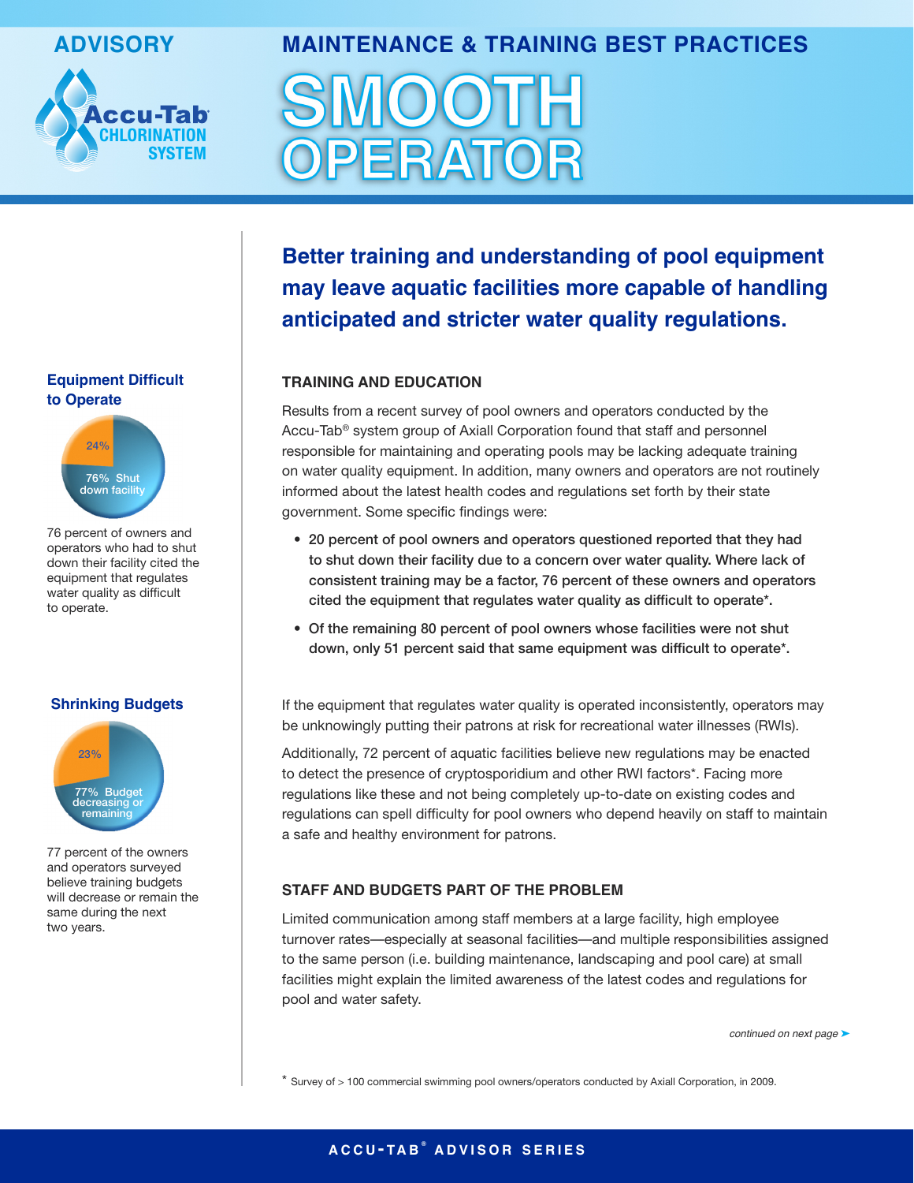ADVISORY

Accu-Tab® CHLORINATION SYSTEM

## MAINTENANCE & TRAINING BEST PRACTICES

# SMOOTH OPERATOR

**Better training and understanding of pool equipment may leave aquatic facilities more capable of handling anticipated and stricter water quality regulations.**

### TRAINING AND EDUCATION

Results from a recent survey of pool owners and operators conducted by the Accu-Tab® system group of Axiall Corporation found that staff and personnel responsible for maintaining and operating pools may be lacking adequate training on water quality equipment. In addition, many owners and operators are not routinely informed about the latest health codes and regulations set forth by their state government. Some specific findings were:

- **20 percent of pool owners and operators questioned reported that they had to shut down their facility due to a concern over water quality. Where lack of consistent training may be a factor, 76 percent of these owners and operators cited the equipment that regulates water quality as difficult to operate*.**
- **Of the remaining 80 percent of pool owners whose facilities were not shut down, only 51 percent said that same equipment was difficult to operate*.**

If the equipment that regulates water quality is operated inconsistently, operators may be unknowingly putting their patrons at risk for recreational water illnesses (RWIs).

Additionally, 72 percent of aquatic facilities believe new regulations may be enacted to detect the presence of cryptosporidium and other RWI factors*. Facing more regulations like these and not being completely up-to-date on existing codes and regulations can spell difficulty for pool owners who depend heavily on staff to maintain a safe and healthy environment for patrons.

### STAFF AND BUDGETS PART OF THE PROBLEM

Limited communication among staff members at a large facility, high employee turnover rates—especially at seasonal facilities—and multiple responsibilities assigned to the same person (i.e. building maintenance, landscaping and pool care) at small facilities might explain the limited awareness of the latest codes and regulations for pool and water safety.

*continued on next page*

#### Equipment Difficult to Operate

24% | 76% Shut down facility

76 percent of owners and operators who had to shut down their facility cited the equipment that regulates water quality as difficult to operate.

#### Shrinking Budgets

23% | 77% Budget decreasing or remaining

77 percent of the owners and operators surveyed believe training budgets will decrease or remain the same during the next two years.

\* Survey of > 100 commercial swimming pool owners/operators conducted by Axiall Corporation, in 2009.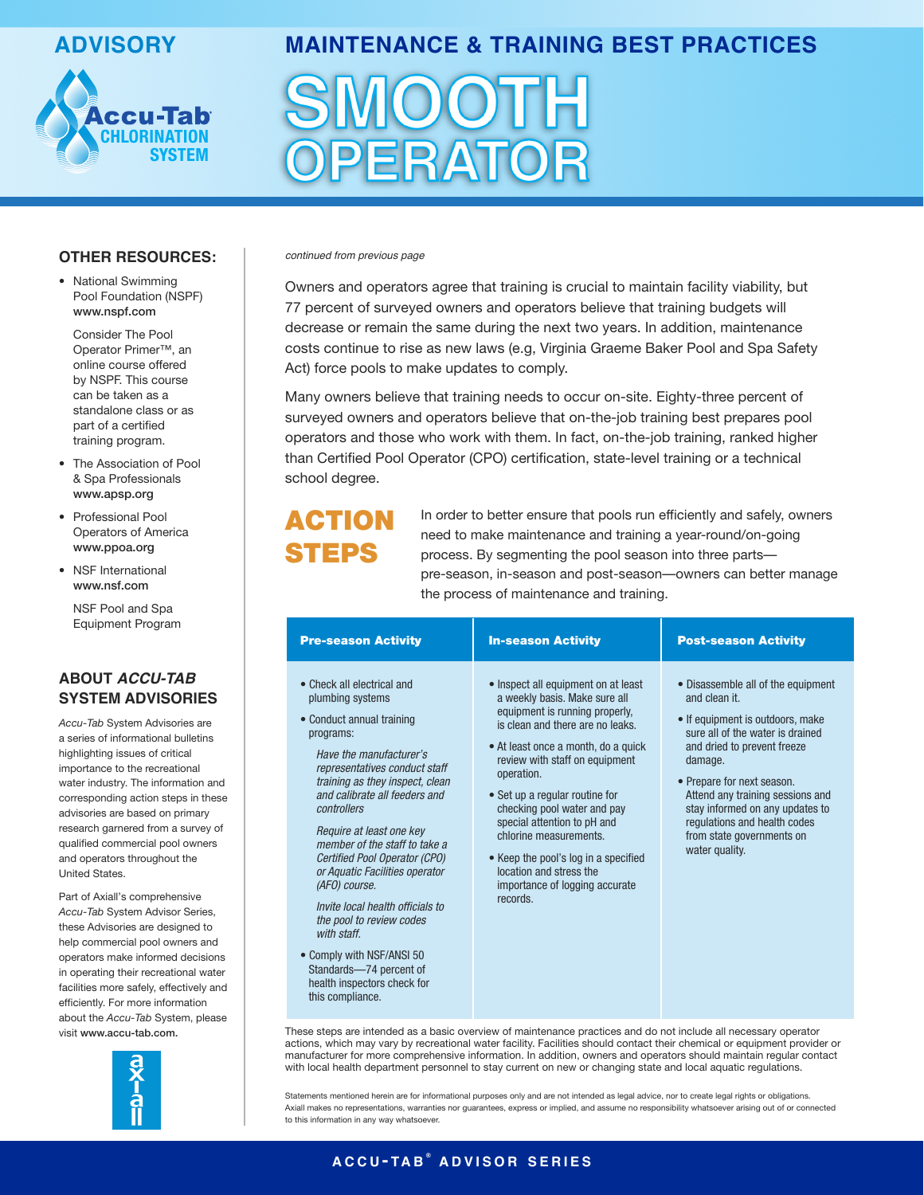# ADVISORY

# MAINTENANCE & TRAINING BEST PRACTICES

# SMOOTH OPERATOR

*continued from previous page*

Owners and operators agree that training is crucial to maintain facility viability, but 77 percent of surveyed owners and operators believe that training budgets will decrease or remain the same during the next two years. In addition, maintenance costs continue to rise as new laws (e.g, Virginia Graeme Baker Pool and Spa Safety Act) force pools to make updates to comply.

Many owners believe that training needs to occur on-site. Eighty-three percent of surveyed owners and operators believe that on-the-job training best prepares pool operators and those who work with them. In fact, on-the-job training, ranked higher than Certified Pool Operator (CPO) certification, state-level training or a technical school degree.

## ACTION STEPS

In order to better ensure that pools run efficiently and safely, owners need to make maintenance and training a year-round/on-going process. By segmenting the pool season into three parts—pre-season, in-season and post-season—owners can better manage the process of maintenance and training.

| Pre-season Activity | In-season Activity | Post-season Activity |
| --- | --- | --- |
| • Check all electrical and plumbing systems<br>• Conduct annual training programs:<br>*Have the manufacturer's representatives conduct staff training as they inspect, clean and calibrate all feeders and controllers*<br>*Require at least one key member of the staff to take a Certified Pool Operator (CPO) or Aquatic Facilities operator (AFO) course.*<br>*Invite local health officials to the pool to review codes with staff.*<br>• Comply with NSF/ANSI 50 Standards—74 percent of health inspectors check for this compliance. | • Inspect all equipment on at least a weekly basis. Make sure all equipment is running properly, is clean and there are no leaks.<br>• At least once a month, do a quick review with staff on equipment operation.<br>• Set up a regular routine for checking pool water and pay special attention to pH and chlorine measurements.<br>• Keep the pool's log in a specified location and stress the importance of logging accurate records. | • Disassemble all of the equipment and clean it.<br>• If equipment is outdoors, make sure all of the water is drained and dried to prevent freeze damage.<br>• Prepare for next season. Attend any training sessions and stay informed on any updates to regulations and health codes from state governments on water quality. |

These steps are intended as a basic overview of maintenance practices and do not include all necessary operator actions, which may vary by recreational water facility. Facilities should contact their chemical or equipment provider or manufacturer for more comprehensive information. In addition, owners and operators should maintain regular contact with local health department personnel to stay current on new or changing state and local aquatic regulations.

Statements mentioned herein are for informational purposes only and are not intended as legal advice, nor to create legal rights or obligations. Axiall makes no representations, warranties nor guarantees, express or implied, and assume no responsibility whatsoever arising out of or connected to this information in any way whatsoever.

## OTHER RESOURCES:

- National Swimming Pool Foundation (NSPF) **www.nspf.com**

  Consider The Pool Operator Primer™, an online course offered by NSPF. This course can be taken as a standalone class or as part of a certified training program.
- The Association of Pool & Spa Professionals **www.apsp.org**
- Professional Pool Operators of America **www.ppoa.org**
- NSF International **www.nsf.com**

  NSF Pool and Spa Equipment Program

## ABOUT *ACCU-TAB* SYSTEM ADVISORIES

*Accu-Tab* System Advisories are a series of informational bulletins highlighting issues of critical importance to the recreational water industry. The information and corresponding action steps in these advisories are based on primary research garnered from a survey of qualified commercial pool owners and operators throughout the United States.

Part of Axiall's comprehensive *Accu-Tab* System Advisor Series, these Advisories are designed to help commercial pool owners and operators make informed decisions in operating their recreational water facilities more safely, effectively and efficiently. For more information about the *Accu-Tab* System, please visit **www.accu-tab.com.**

ACCU-TAB® ADVISOR SERIES